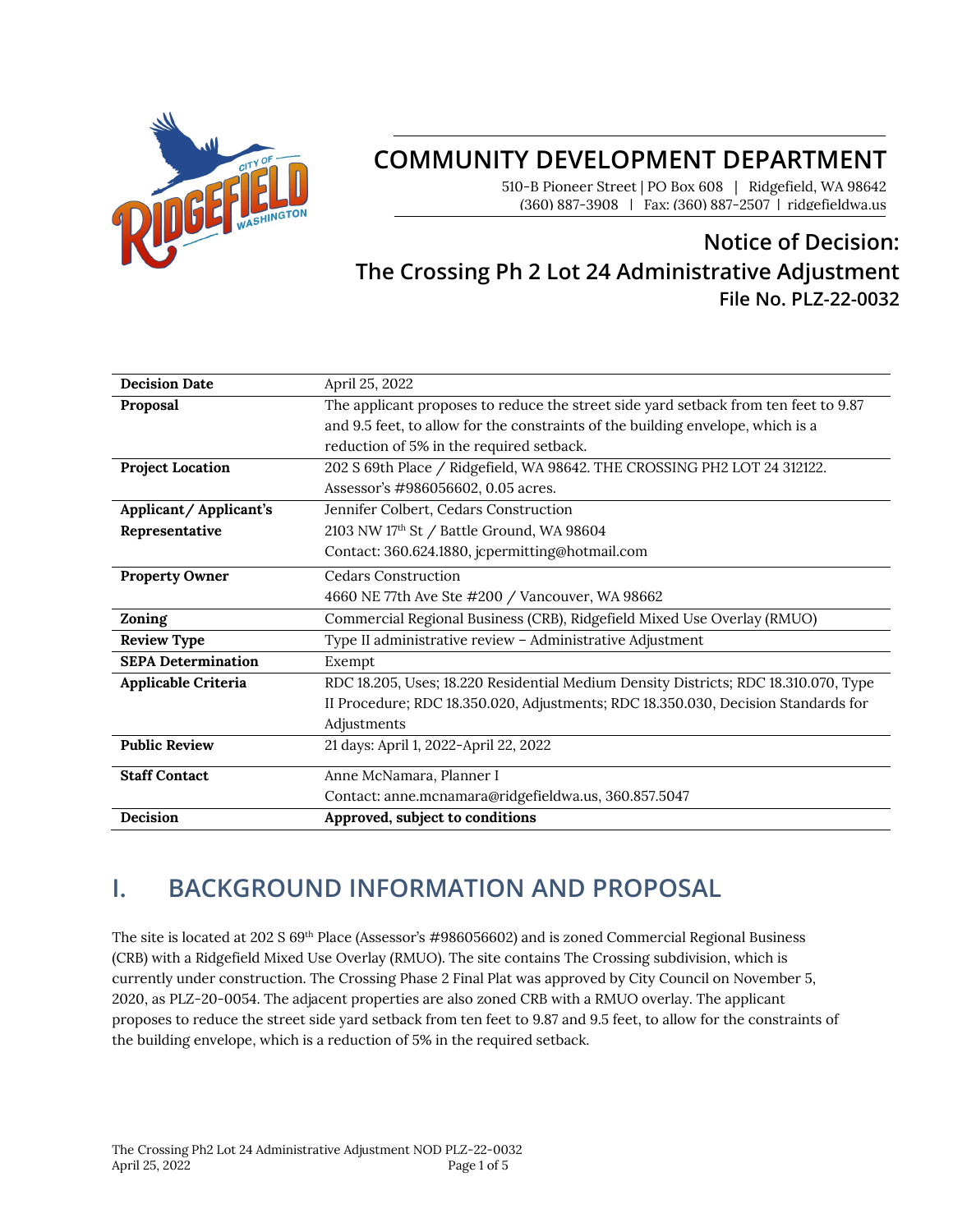# COMMUNITY DEVELOPMENT DEPARTMENT

510-B Pioneer Street | PO Box 608 | Ridgefield, WA 98642
(360) 887-3908 | Fax: (360) 887-2507 | ridgefieldwa.us

## Notice of Decision:
## The Crossing Ph 2 Lot 24 Administrative Adjustment
### File No. PLZ-22-0032

| | |
|---|---|
| **Decision Date** | April 25, 2022 |
| **Proposal** | The applicant proposes to reduce the street side yard setback from ten feet to 9.87 and 9.5 feet, to allow for the constraints of the building envelope, which is a reduction of 5% in the required setback. |
| **Project Location** | 202 S 69th Place / Ridgefield, WA 98642. THE CROSSING PH2 LOT 24 312122. Assessor's #986056602, 0.05 acres. |
| **Applicant/ Applicant's Representative** | Jennifer Colbert, Cedars Construction<br>2103 NW 17th St / Battle Ground, WA 98604<br>Contact: 360.624.1880, jcpermitting@hotmail.com |
| **Property Owner** | Cedars Construction<br>4660 NE 77th Ave Ste #200 / Vancouver, WA 98662 |
| **Zoning** | Commercial Regional Business (CRB), Ridgefield Mixed Use Overlay (RMUO) |
| **Review Type** | Type II administrative review – Administrative Adjustment |
| **SEPA Determination** | Exempt |
| **Applicable Criteria** | RDC 18.205, Uses; 18.220 Residential Medium Density Districts; RDC 18.310.070, Type II Procedure; RDC 18.350.020, Adjustments; RDC 18.350.030, Decision Standards for Adjustments |
| **Public Review** | 21 days: April 1, 2022-April 22, 2022 |
| **Staff Contact** | Anne McNamara, Planner I<br>Contact: anne.mcnamara@ridgefieldwa.us, 360.857.5047 |
| **Decision** | **Approved, subject to conditions** |

# I. BACKGROUND INFORMATION AND PROPOSAL

The site is located at 202 S 69th Place (Assessor's #986056602) and is zoned Commercial Regional Business (CRB) with a Ridgefield Mixed Use Overlay (RMUO). The site contains The Crossing subdivision, which is currently under construction. The Crossing Phase 2 Final Plat was approved by City Council on November 5, 2020, as PLZ-20-0054. The adjacent properties are also zoned CRB with a RMUO overlay. The applicant proposes to reduce the street side yard setback from ten feet to 9.87 and 9.5 feet, to allow for the constraints of the building envelope, which is a reduction of 5% in the required setback.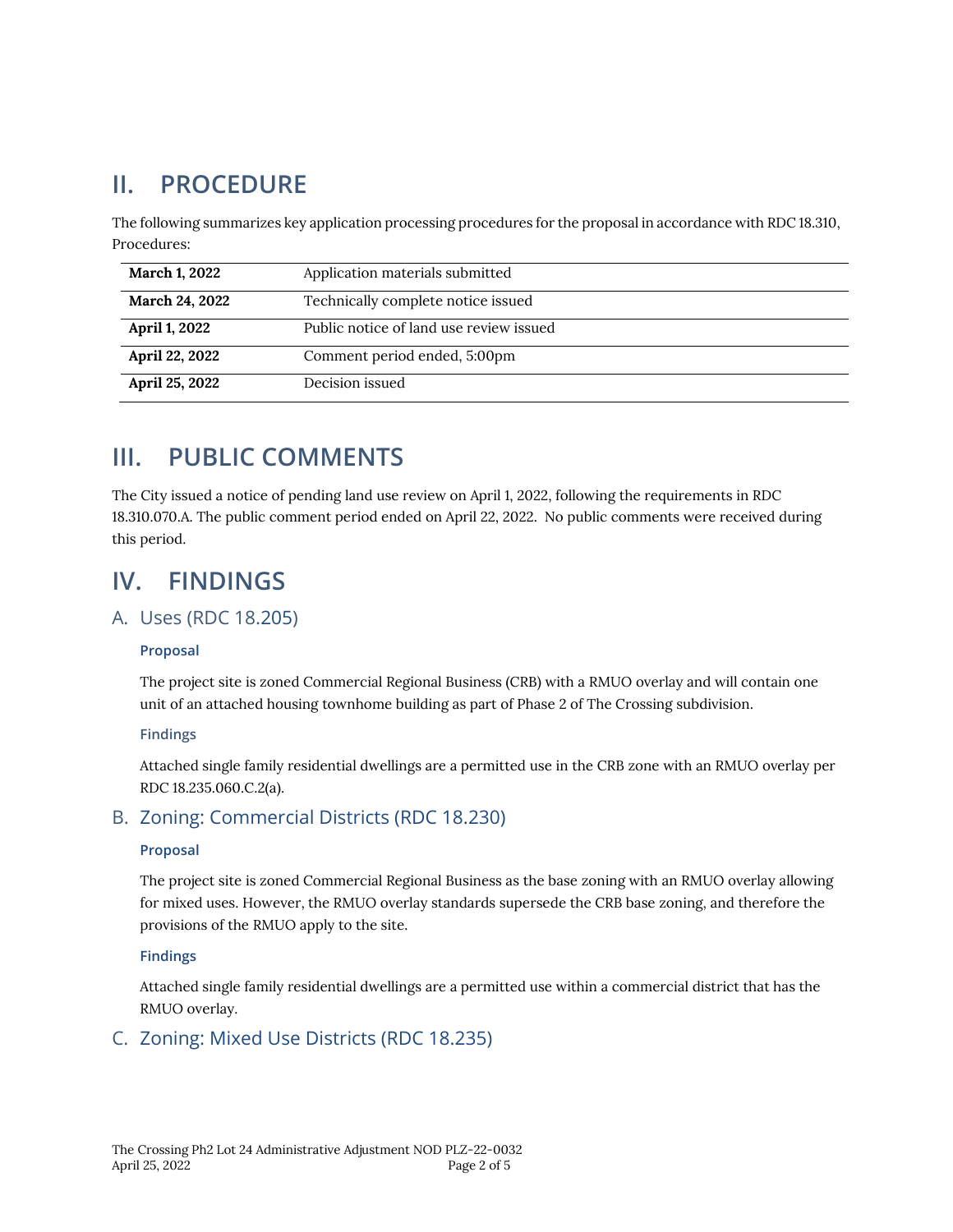## II. PROCEDURE

The following summarizes key application processing procedures for the proposal in accordance with RDC 18.310, Procedures:

| | |
|---|---|
| **March 1, 2022** | Application materials submitted |
| **March 24, 2022** | Technically complete notice issued |
| **April 1, 2022** | Public notice of land use review issued |
| **April 22, 2022** | Comment period ended, 5:00pm |
| **April 25, 2022** | Decision issued |

## III. PUBLIC COMMENTS

The City issued a notice of pending land use review on April 1, 2022, following the requirements in RDC 18.310.070.A. The public comment period ended on April 22, 2022. No public comments were received during this period.

## IV. FINDINGS

### A. Uses (RDC 18.205)

#### Proposal

The project site is zoned Commercial Regional Business (CRB) with a RMUO overlay and will contain one unit of an attached housing townhome building as part of Phase 2 of The Crossing subdivision.

#### Findings

Attached single family residential dwellings are a permitted use in the CRB zone with an RMUO overlay per RDC 18.235.060.C.2(a).

### B. Zoning: Commercial Districts (RDC 18.230)

#### Proposal

The project site is zoned Commercial Regional Business as the base zoning with an RMUO overlay allowing for mixed uses. However, the RMUO overlay standards supersede the CRB base zoning, and therefore the provisions of the RMUO apply to the site.

#### Findings

Attached single family residential dwellings are a permitted use within a commercial district that has the RMUO overlay.

### C. Zoning: Mixed Use Districts (RDC 18.235)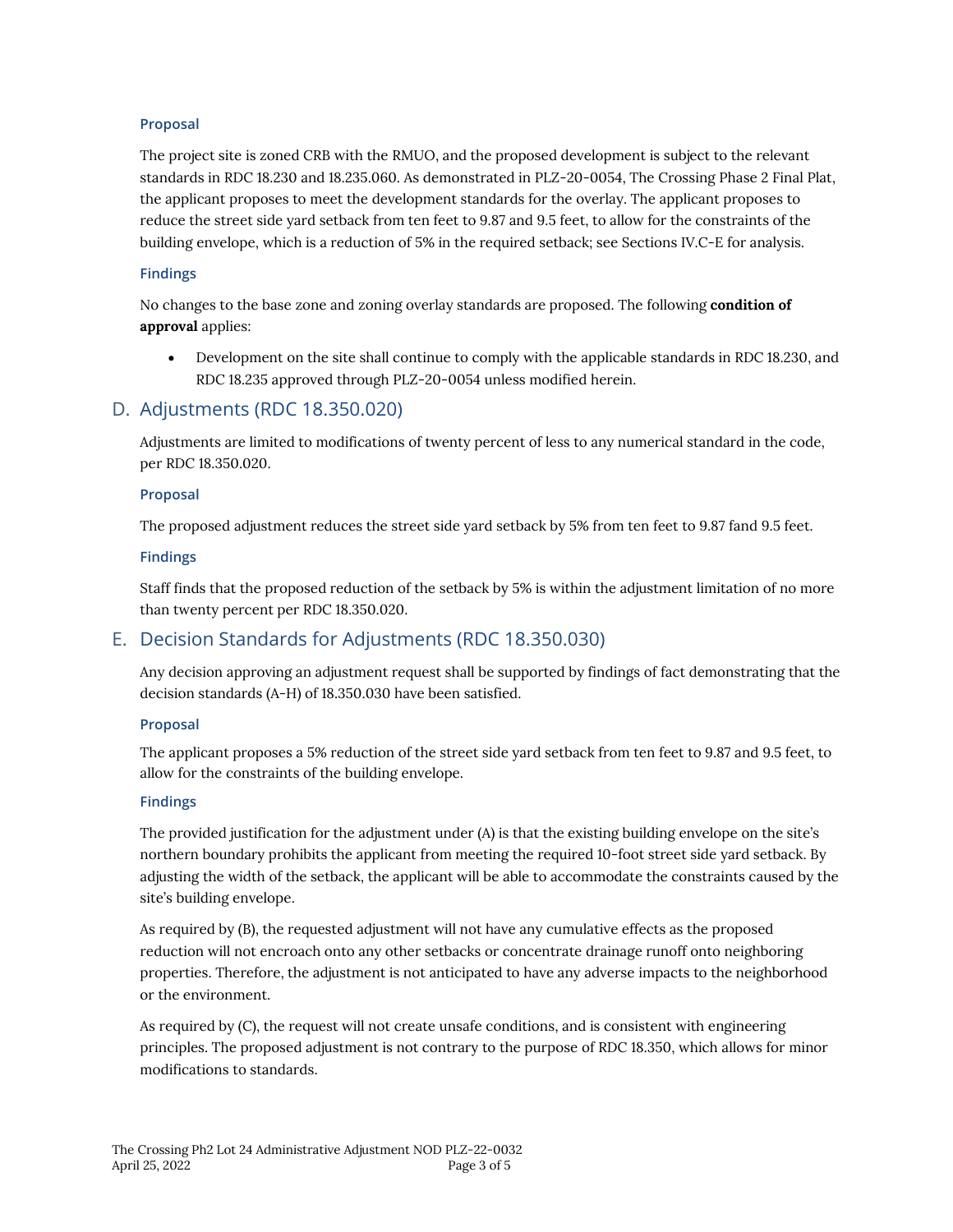#### Proposal

The project site is zoned CRB with the RMUO, and the proposed development is subject to the relevant standards in RDC 18.230 and 18.235.060. As demonstrated in PLZ-20-0054, The Crossing Phase 2 Final Plat, the applicant proposes to meet the development standards for the overlay. The applicant proposes to reduce the street side yard setback from ten feet to 9.87 and 9.5 feet, to allow for the constraints of the building envelope, which is a reduction of 5% in the required setback; see Sections IV.C-E for analysis.

#### Findings

No changes to the base zone and zoning overlay standards are proposed. The following **condition of approval** applies:

- Development on the site shall continue to comply with the applicable standards in RDC 18.230, and RDC 18.235 approved through PLZ-20-0054 unless modified herein.

### D. Adjustments (RDC 18.350.020)

Adjustments are limited to modifications of twenty percent of less to any numerical standard in the code, per RDC 18.350.020.

#### Proposal

The proposed adjustment reduces the street side yard setback by 5% from ten feet to 9.87 fand 9.5 feet.

#### Findings

Staff finds that the proposed reduction of the setback by 5% is within the adjustment limitation of no more than twenty percent per RDC 18.350.020.

### E. Decision Standards for Adjustments (RDC 18.350.030)

Any decision approving an adjustment request shall be supported by findings of fact demonstrating that the decision standards (A-H) of 18.350.030 have been satisfied.

#### Proposal

The applicant proposes a 5% reduction of the street side yard setback from ten feet to 9.87 and 9.5 feet, to allow for the constraints of the building envelope.

#### Findings

The provided justification for the adjustment under (A) is that the existing building envelope on the site's northern boundary prohibits the applicant from meeting the required 10-foot street side yard setback. By adjusting the width of the setback, the applicant will be able to accommodate the constraints caused by the site's building envelope.

As required by (B), the requested adjustment will not have any cumulative effects as the proposed reduction will not encroach onto any other setbacks or concentrate drainage runoff onto neighboring properties. Therefore, the adjustment is not anticipated to have any adverse impacts to the neighborhood or the environment.

As required by (C), the request will not create unsafe conditions, and is consistent with engineering principles. The proposed adjustment is not contrary to the purpose of RDC 18.350, which allows for minor modifications to standards.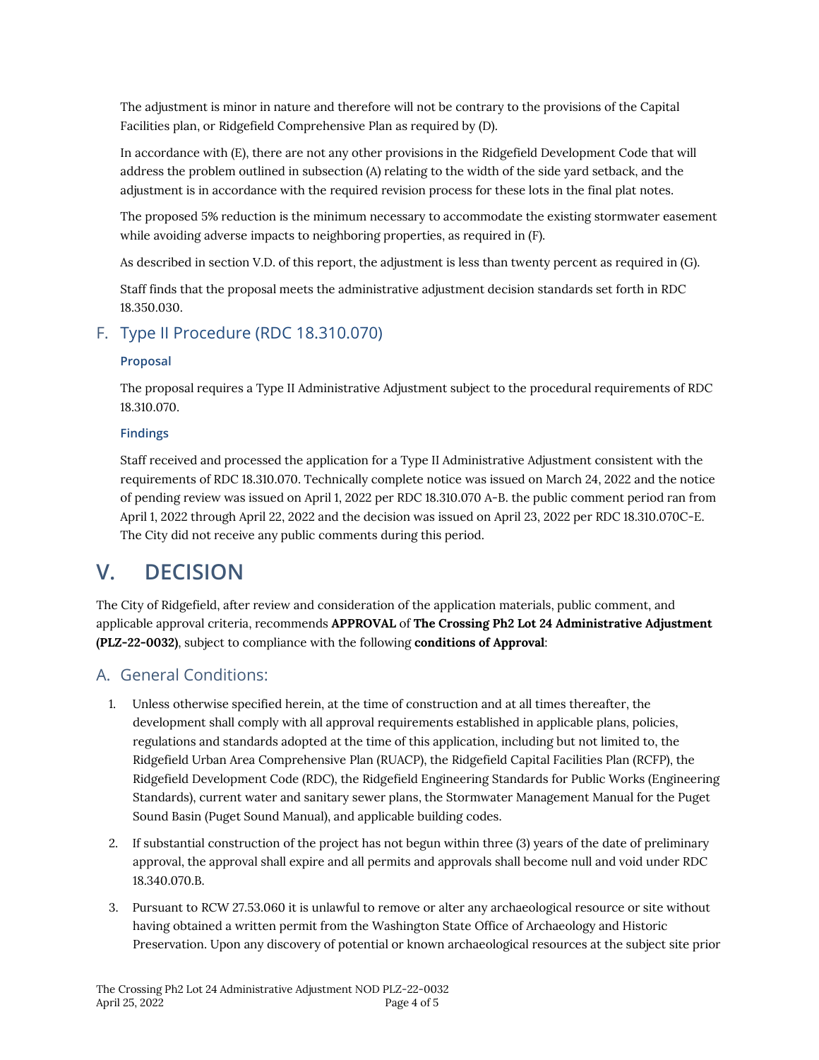The adjustment is minor in nature and therefore will not be contrary to the provisions of the Capital Facilities plan, or Ridgefield Comprehensive Plan as required by (D).

In accordance with (E), there are not any other provisions in the Ridgefield Development Code that will address the problem outlined in subsection (A) relating to the width of the side yard setback, and the adjustment is in accordance with the required revision process for these lots in the final plat notes.

The proposed 5% reduction is the minimum necessary to accommodate the existing stormwater easement while avoiding adverse impacts to neighboring properties, as required in (F).

As described in section V.D. of this report, the adjustment is less than twenty percent as required in (G).

Staff finds that the proposal meets the administrative adjustment decision standards set forth in RDC 18.350.030.

## F. Type II Procedure (RDC 18.310.070)

#### Proposal

The proposal requires a Type II Administrative Adjustment subject to the procedural requirements of RDC 18.310.070.

#### Findings

Staff received and processed the application for a Type II Administrative Adjustment consistent with the requirements of RDC 18.310.070. Technically complete notice was issued on March 24, 2022 and the notice of pending review was issued on April 1, 2022 per RDC 18.310.070 A-B. the public comment period ran from April 1, 2022 through April 22, 2022 and the decision was issued on April 23, 2022 per RDC 18.310.070C-E. The City did not receive any public comments during this period.

# V. DECISION

The City of Ridgefield, after review and consideration of the application materials, public comment, and applicable approval criteria, recommends **APPROVAL** of **The Crossing Ph2 Lot 24 Administrative Adjustment (PLZ-22-0032)**, subject to compliance with the following **conditions of Approval**:

## A. General Conditions:

1. Unless otherwise specified herein, at the time of construction and at all times thereafter, the development shall comply with all approval requirements established in applicable plans, policies, regulations and standards adopted at the time of this application, including but not limited to, the Ridgefield Urban Area Comprehensive Plan (RUACP), the Ridgefield Capital Facilities Plan (RCFP), the Ridgefield Development Code (RDC), the Ridgefield Engineering Standards for Public Works (Engineering Standards), current water and sanitary sewer plans, the Stormwater Management Manual for the Puget Sound Basin (Puget Sound Manual), and applicable building codes.
2. If substantial construction of the project has not begun within three (3) years of the date of preliminary approval, the approval shall expire and all permits and approvals shall become null and void under RDC 18.340.070.B.
3. Pursuant to RCW 27.53.060 it is unlawful to remove or alter any archaeological resource or site without having obtained a written permit from the Washington State Office of Archaeology and Historic Preservation. Upon any discovery of potential or known archaeological resources at the subject site prior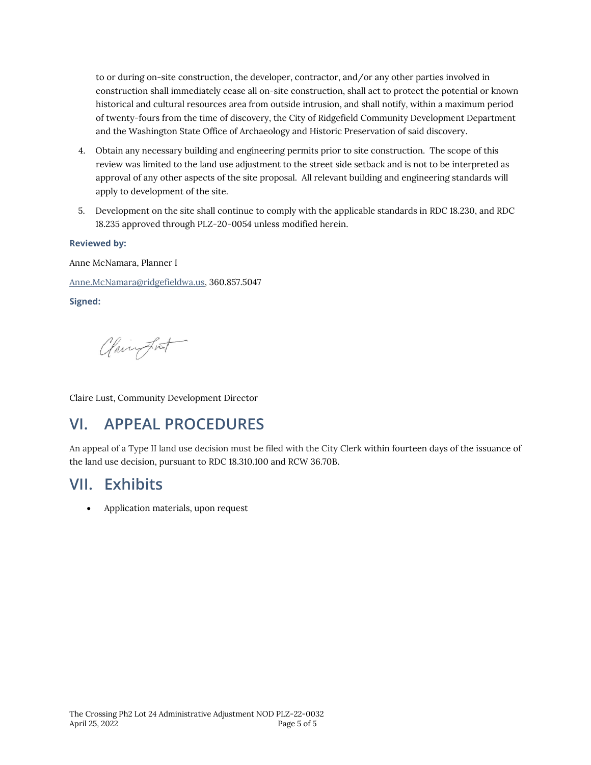to or during on-site construction, the developer, contractor, and/or any other parties involved in construction shall immediately cease all on-site construction, shall act to protect the potential or known historical and cultural resources area from outside intrusion, and shall notify, within a maximum period of twenty-fours from the time of discovery, the City of Ridgefield Community Development Department and the Washington State Office of Archaeology and Historic Preservation of said discovery.

4. Obtain any necessary building and engineering permits prior to site construction. The scope of this review was limited to the land use adjustment to the street side setback and is not to be interpreted as approval of any other aspects of the site proposal. All relevant building and engineering standards will apply to development of the site.
5. Development on the site shall continue to comply with the applicable standards in RDC 18.230, and RDC 18.235 approved through PLZ-20-0054 unless modified herein.

**Reviewed by:**

Anne McNamara, Planner I

Anne.McNamara@ridgefieldwa.us, 360.857.5047

**Signed:**

Claire Lust, Community Development Director

## VI. APPEAL PROCEDURES

An appeal of a Type II land use decision must be filed with the City Clerk within fourteen days of the issuance of the land use decision, pursuant to RDC 18.310.100 and RCW 36.70B.

## VII. Exhibits

- Application materials, upon request